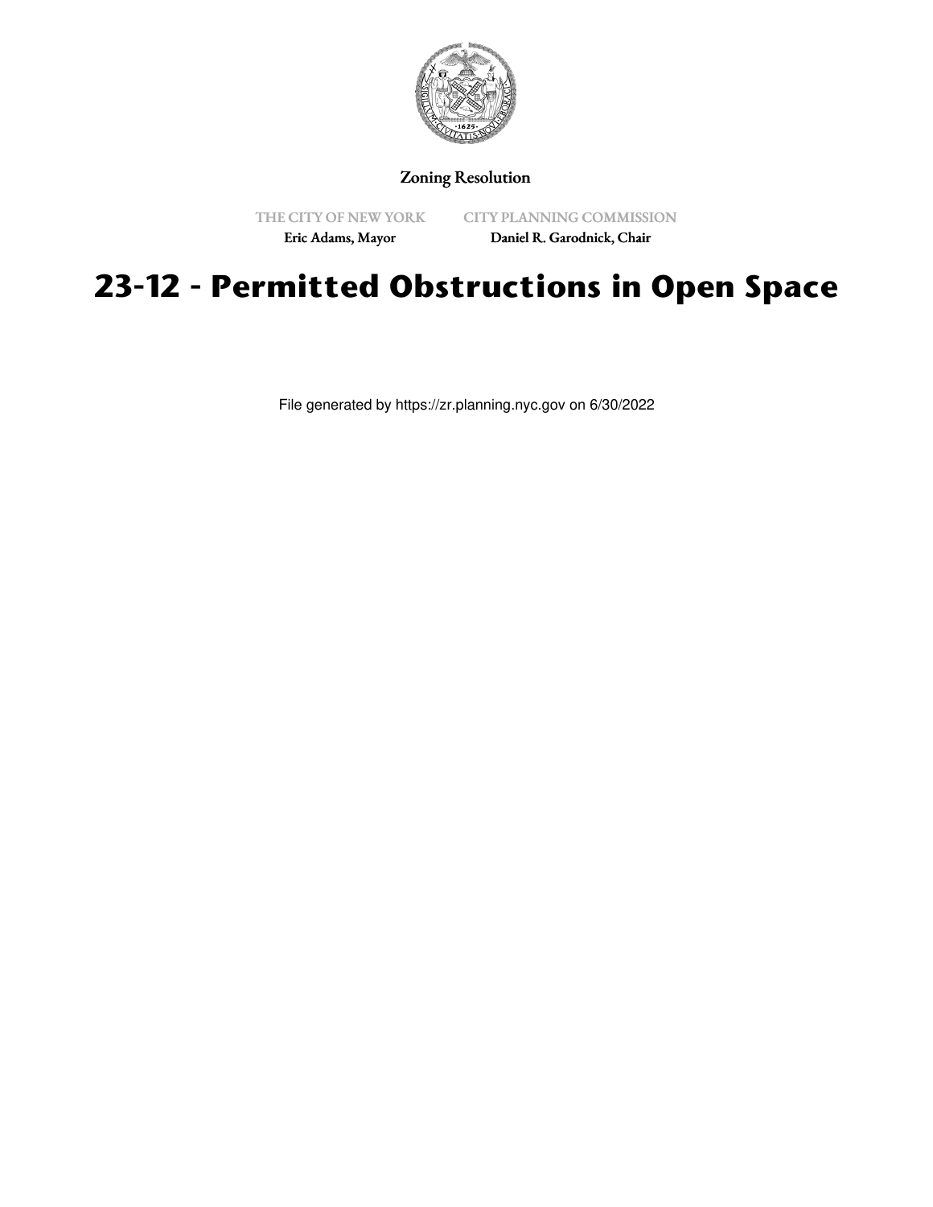Zoning Resolution

THE CITY OF NEW YORK
Eric Adams, Mayor

CITY PLANNING COMMISSION
Daniel R. Garodnick, Chair

# 23-12 - Permitted Obstructions in Open Space

File generated by https://zr.planning.nyc.gov on 6/30/2022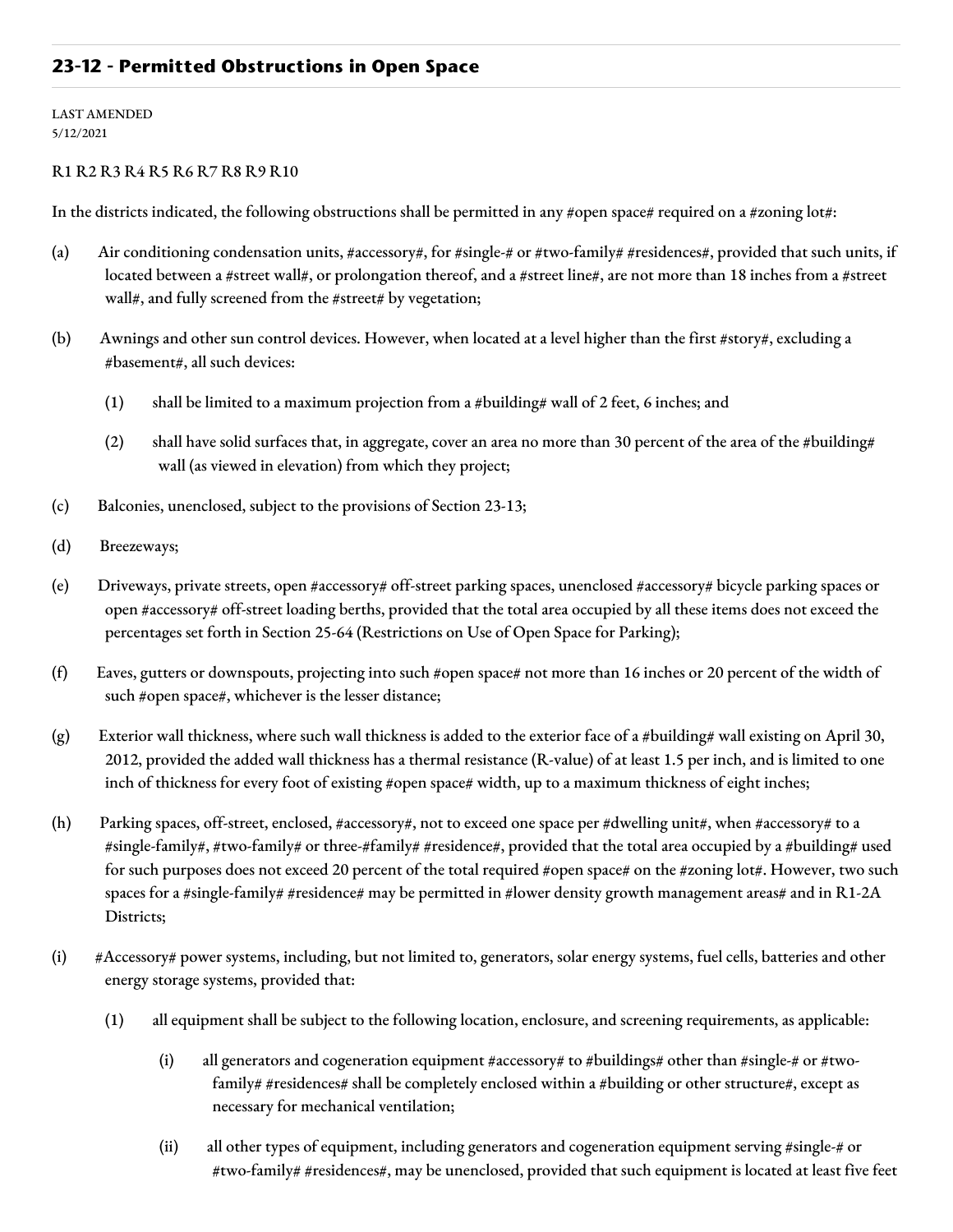## 23-12 - Permitted Obstructions in Open Space

LAST AMENDED
5/12/2021

R1 R2 R3 R4 R5 R6 R7 R8 R9 R10

In the districts indicated, the following obstructions shall be permitted in any #open space# required on a #zoning lot#:

(a) Air conditioning condensation units, #accessory#, for #single-# or #two-family# #residences#, provided that such units, if located between a #street wall#, or prolongation thereof, and a #street line#, are not more than 18 inches from a #street wall#, and fully screened from the #street# by vegetation;

(b) Awnings and other sun control devices. However, when located at a level higher than the first #story#, excluding a #basement#, all such devices:

  (1) shall be limited to a maximum projection from a #building# wall of 2 feet, 6 inches; and

  (2) shall have solid surfaces that, in aggregate, cover an area no more than 30 percent of the area of the #building# wall (as viewed in elevation) from which they project;

(c) Balconies, unenclosed, subject to the provisions of Section 23-13;

(d) Breezeways;

(e) Driveways, private streets, open #accessory# off-street parking spaces, unenclosed #accessory# bicycle parking spaces or open #accessory# off-street loading berths, provided that the total area occupied by all these items does not exceed the percentages set forth in Section 25-64 (Restrictions on Use of Open Space for Parking);

(f) Eaves, gutters or downspouts, projecting into such #open space# not more than 16 inches or 20 percent of the width of such #open space#, whichever is the lesser distance;

(g) Exterior wall thickness, where such wall thickness is added to the exterior face of a #building# wall existing on April 30, 2012, provided the added wall thickness has a thermal resistance (R-value) of at least 1.5 per inch, and is limited to one inch of thickness for every foot of existing #open space# width, up to a maximum thickness of eight inches;

(h) Parking spaces, off-street, enclosed, #accessory#, not to exceed one space per #dwelling unit#, when #accessory# to a #single-family#, #two-family# or three-#family# #residence#, provided that the total area occupied by a #building# used for such purposes does not exceed 20 percent of the total required #open space# on the #zoning lot#. However, two such spaces for a #single-family# #residence# may be permitted in #lower density growth management areas# and in R1-2A Districts;

(i) #Accessory# power systems, including, but not limited to, generators, solar energy systems, fuel cells, batteries and other energy storage systems, provided that:

  (1) all equipment shall be subject to the following location, enclosure, and screening requirements, as applicable:

    (i) all generators and cogeneration equipment #accessory# to #buildings# other than #single-# or #two-family# #residences# shall be completely enclosed within a #building or other structure#, except as necessary for mechanical ventilation;

    (ii) all other types of equipment, including generators and cogeneration equipment serving #single-# or #two-family# #residences#, may be unenclosed, provided that such equipment is located at least five feet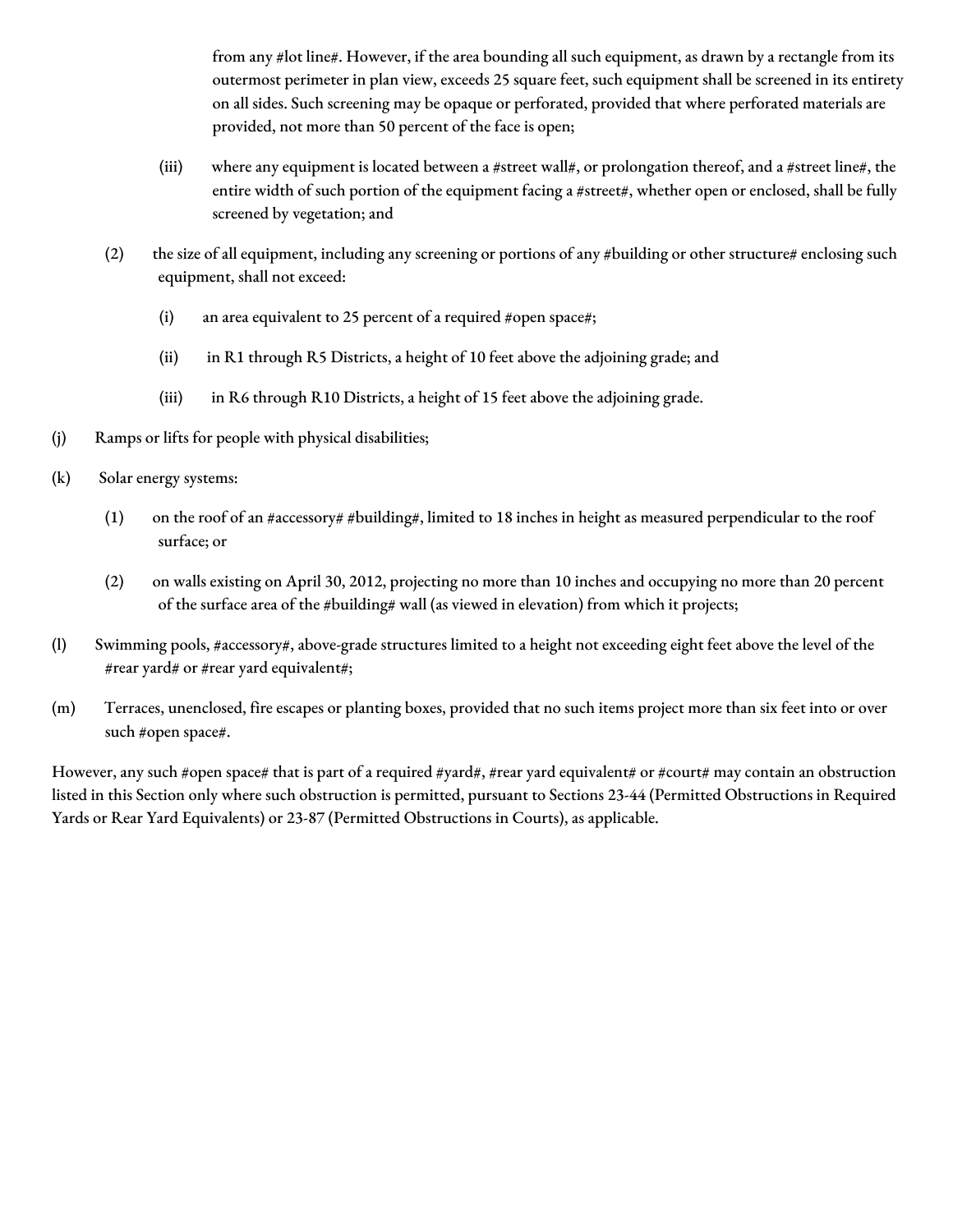from any #lot line#. However, if the area bounding all such equipment, as drawn by a rectangle from its outermost perimeter in plan view, exceeds 25 square feet, such equipment shall be screened in its entirety on all sides. Such screening may be opaque or perforated, provided that where perforated materials are provided, not more than 50 percent of the face is open;

(iii) where any equipment is located between a #street wall#, or prolongation thereof, and a #street line#, the entire width of such portion of the equipment facing a #street#, whether open or enclosed, shall be fully screened by vegetation; and

(2) the size of all equipment, including any screening or portions of any #building or other structure# enclosing such equipment, shall not exceed:

(i) an area equivalent to 25 percent of a required #open space#;

(ii) in R1 through R5 Districts, a height of 10 feet above the adjoining grade; and

(iii) in R6 through R10 Districts, a height of 15 feet above the adjoining grade.

(j) Ramps or lifts for people with physical disabilities;

(k) Solar energy systems:

(1) on the roof of an #accessory# #building#, limited to 18 inches in height as measured perpendicular to the roof surface; or

(2) on walls existing on April 30, 2012, projecting no more than 10 inches and occupying no more than 20 percent of the surface area of the #building# wall (as viewed in elevation) from which it projects;

(l) Swimming pools, #accessory#, above-grade structures limited to a height not exceeding eight feet above the level of the #rear yard# or #rear yard equivalent#;

(m) Terraces, unenclosed, fire escapes or planting boxes, provided that no such items project more than six feet into or over such #open space#.

However, any such #open space# that is part of a required #yard#, #rear yard equivalent# or #court# may contain an obstruction listed in this Section only where such obstruction is permitted, pursuant to Sections 23-44 (Permitted Obstructions in Required Yards or Rear Yard Equivalents) or 23-87 (Permitted Obstructions in Courts), as applicable.